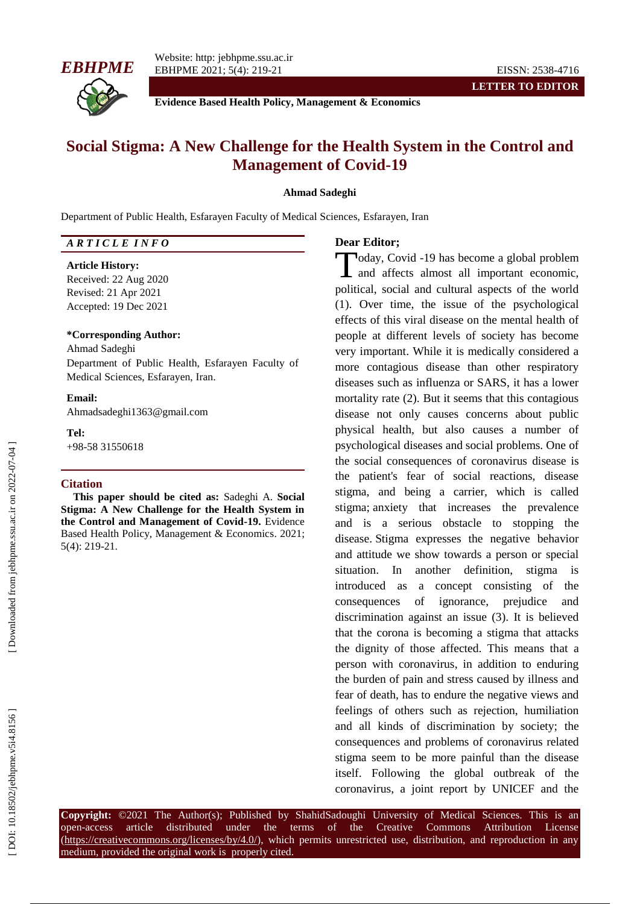LETTER TO EDITOR

# Social Stigma: A New Challenge for the Health System in the Control and Management of Covid-19

**Ahmad Sadeghi**

Department of Public Health, Esfarayen Faculty of Medical Sciences, Esfarayen, Iran

***ARTICLE INFO***

**Article History:**
Received: 22 Aug 2020
Revised: 21 Apr 2021
Accepted: 19 Dec 2021

**\*Corresponding Author:**
Ahmad Sadeghi
Department of Public Health, Esfarayen Faculty of Medical Sciences, Esfarayen, Iran.

**Email:**
Ahmadsadeghi1363@gmail.com

**Tel:**
+98-58 31550618

## Citation

**This paper should be cited as:** Sadeghi A. **Social Stigma: A New Challenge for the Health System in the Control and Management of Covid-19.** Evidence Based Health Policy, Management & Economics. 2021; 5(4): 219-21.

**Dear Editor;**

Today, Covid -19 has become a global problem and affects almost all important economic, political, social and cultural aspects of the world (1). Over time, the issue of the psychological effects of this viral disease on the mental health of people at different levels of society has become very important. While it is medically considered a more contagious disease than other respiratory diseases such as influenza or SARS, it has a lower mortality rate (2). But it seems that this contagious disease not only causes concerns about public physical health, but also causes a number of psychological diseases and social problems. One of the social consequences of coronavirus disease is the patient's fear of social reactions, disease stigma, and being a carrier, which is called stigma; anxiety that increases the prevalence and is a serious obstacle to stopping the disease. Stigma expresses the negative behavior and attitude we show towards a person or special situation. In another definition, stigma is introduced as a concept consisting of the consequences of ignorance, prejudice and discrimination against an issue (3). It is believed that the corona is becoming a stigma that attacks the dignity of those affected. This means that a person with coronavirus, in addition to enduring the burden of pain and stress caused by illness and fear of death, has to endure the negative views and feelings of others such as rejection, humiliation and all kinds of discrimination by society; the consequences and problems of coronavirus related stigma seem to be more painful than the disease itself. Following the global outbreak of the coronavirus, a joint report by UNICEF and the

**Copyright:** ©2021 The Author(s); Published by ShahidSadoughi University of Medical Sciences. This is an open-access article distributed under the terms of the Creative Commons Attribution License (https://creativecommons.org/licenses/by/4.0/), which permits unrestricted use, distribution, and reproduction in any medium, provided the original work is properly cited.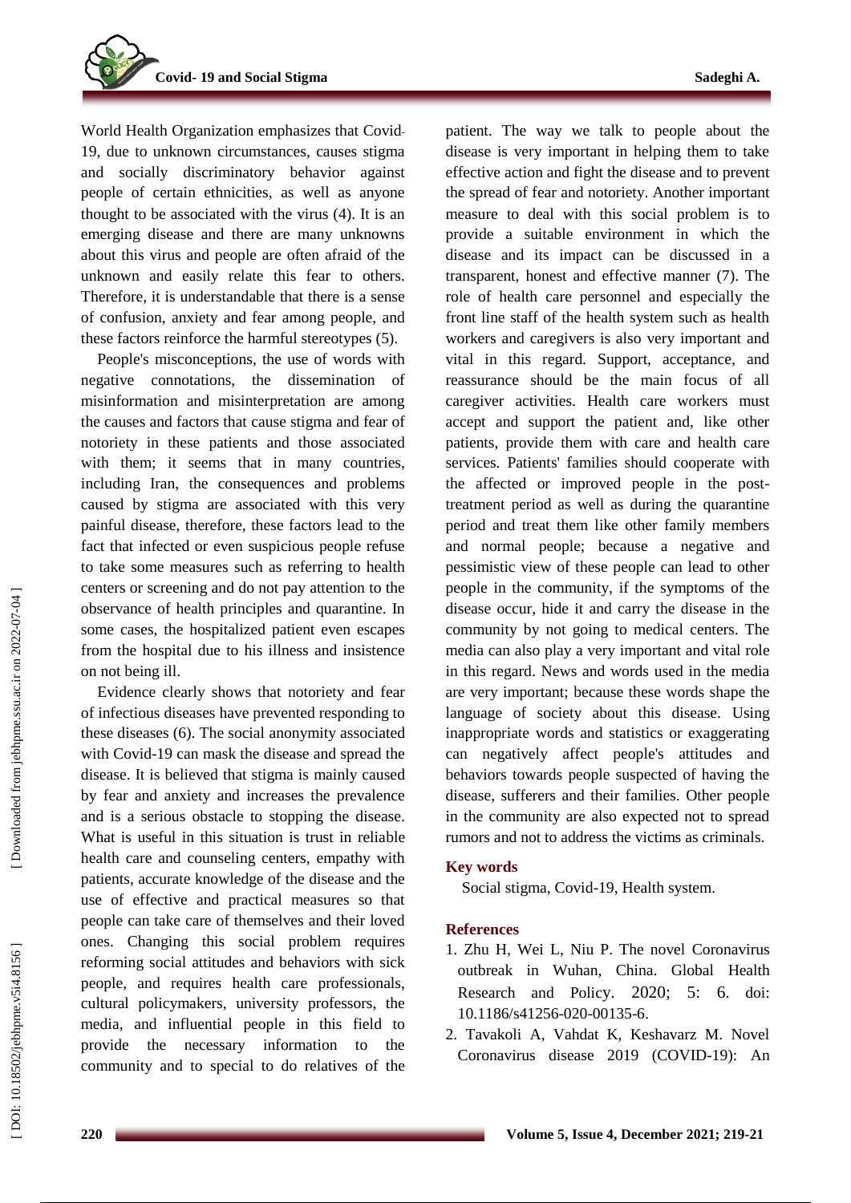World Health Organization emphasizes that Covid-19, due to unknown circumstances, causes stigma and socially discriminatory behavior against people of certain ethnicities, as well as anyone thought to be associated with the virus (4). It is an emerging disease and there are many unknowns about this virus and people are often afraid of the unknown and easily relate this fear to others. Therefore, it is understandable that there is a sense of confusion, anxiety and fear among people, and these factors reinforce the harmful stereotypes (5).

People's misconceptions, the use of words with negative connotations, the dissemination of misinformation and misinterpretation are among the causes and factors that cause stigma and fear of notoriety in these patients and those associated with them; it seems that in many countries, including Iran, the consequences and problems caused by stigma are associated with this very painful disease, therefore, these factors lead to the fact that infected or even suspicious people refuse to take some measures such as referring to health centers or screening and do not pay attention to the observance of health principles and quarantine. In some cases, the hospitalized patient even escapes from the hospital due to his illness and insistence on not being ill.

Evidence clearly shows that notoriety and fear of infectious diseases have prevented responding to these diseases (6). The social anonymity associated with Covid-19 can mask the disease and spread the disease. It is believed that stigma is mainly caused by fear and anxiety and increases the prevalence and is a serious obstacle to stopping the disease. What is useful in this situation is trust in reliable health care and counseling centers, empathy with patients, accurate knowledge of the disease and the use of effective and practical measures so that people can take care of themselves and their loved ones. Changing this social problem requires reforming social attitudes and behaviors with sick people, and requires health care professionals, cultural policymakers, university professors, the media, and influential people in this field to provide the necessary information to the community and to special to do relatives of the patient. The way we talk to people about the disease is very important in helping them to take effective action and fight the disease and to prevent the spread of fear and notoriety. Another important measure to deal with this social problem is to provide a suitable environment in which the disease and its impact can be discussed in a transparent, honest and effective manner (7). The role of health care personnel and especially the front line staff of the health system such as health workers and caregivers is also very important and vital in this regard. Support, acceptance, and reassurance should be the main focus of all caregiver activities. Health care workers must accept and support the patient and, like other patients, provide them with care and health care services. Patients' families should cooperate with the affected or improved people in the post-treatment period as well as during the quarantine period and treat them like other family members and normal people; because a negative and pessimistic view of these people can lead to other people in the community, if the symptoms of the disease occur, hide it and carry the disease in the community by not going to medical centers. The media can also play a very important and vital role in this regard. News and words used in the media are very important; because these words shape the language of society about this disease. Using inappropriate words and statistics or exaggerating can negatively affect people's attitudes and behaviors towards people suspected of having the disease, sufferers and their families. Other people in the community are also expected not to spread rumors and not to address the victims as criminals.

## Key words

Social stigma, Covid-19, Health system.

## References

1. Zhu H, Wei L, Niu P. The novel Coronavirus outbreak in Wuhan, China. Global Health Research and Policy. 2020; 5: 6. doi: 10.1186/s41256-020-00135-6.
2. Tavakoli A, Vahdat K, Keshavarz M. Novel Coronavirus disease 2019 (COVID-19): An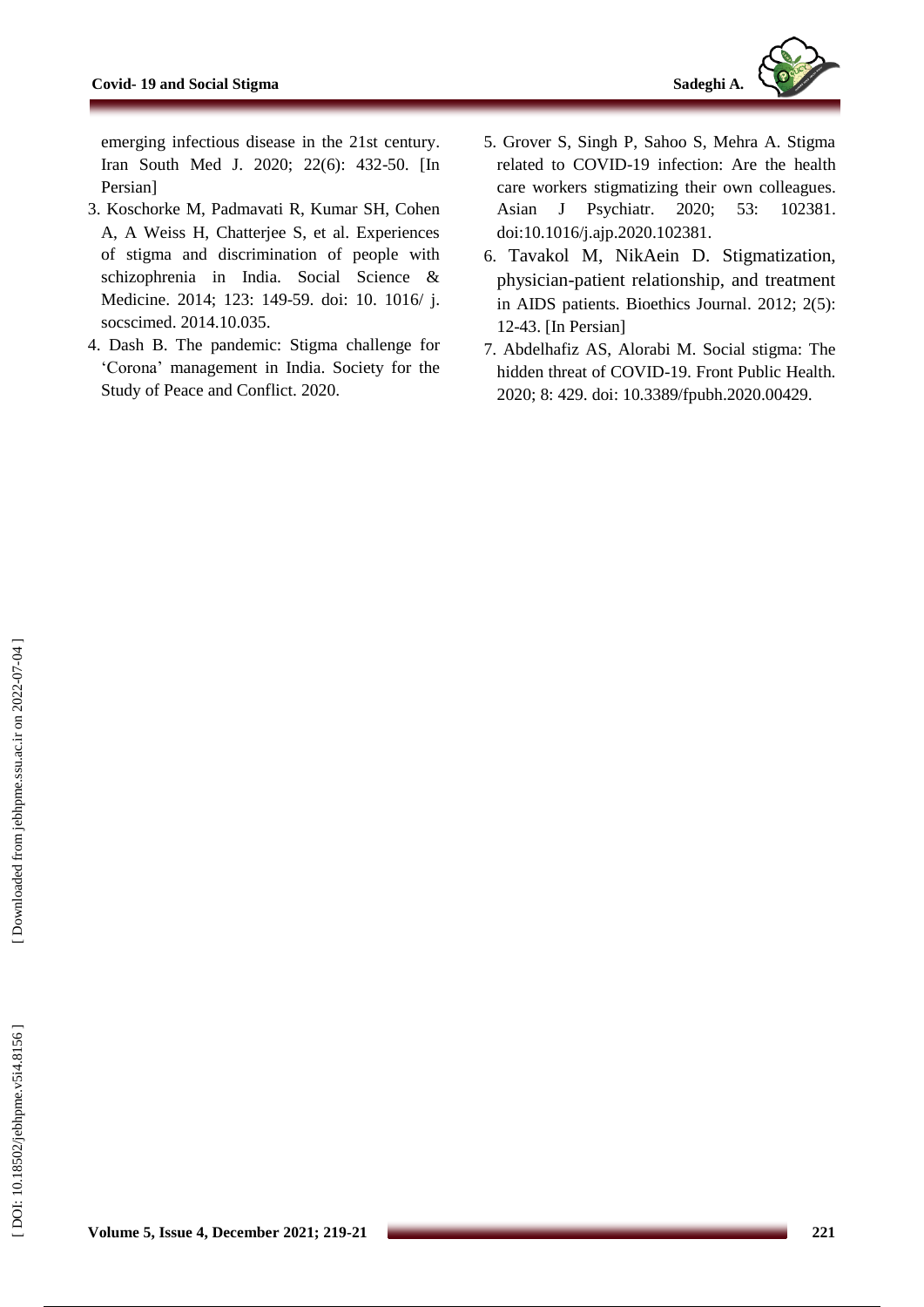emerging infectious disease in the 21st century. Iran South Med J. 2020; 22(6): 432-50. [In Persian]

3. Koschorke M, Padmavati R, Kumar SH, Cohen A, A Weiss H, Chatterjee S, et al. Experiences of stigma and discrimination of people with schizophrenia in India. Social Science & Medicine. 2014; 123: 149-59. doi: 10. 1016/ j. socscimed. 2014.10.035.
4. Dash B. The pandemic: Stigma challenge for 'Corona' management in India. Society for the Study of Peace and Conflict. 2020.
5. Grover S, Singh P, Sahoo S, Mehra A. Stigma related to COVID-19 infection: Are the health care workers stigmatizing their own colleagues. Asian J Psychiatr. 2020; 53: 102381. doi:10.1016/j.ajp.2020.102381.
6. Tavakol M, NikAein D. Stigmatization, physician-patient relationship, and treatment in AIDS patients. Bioethics Journal. 2012; 2(5): 12-43. [In Persian]
7. Abdelhafiz AS, Alorabi M. Social stigma: The hidden threat of COVID-19. Front Public Health. 2020; 8: 429. doi: 10.3389/fpubh.2020.00429.